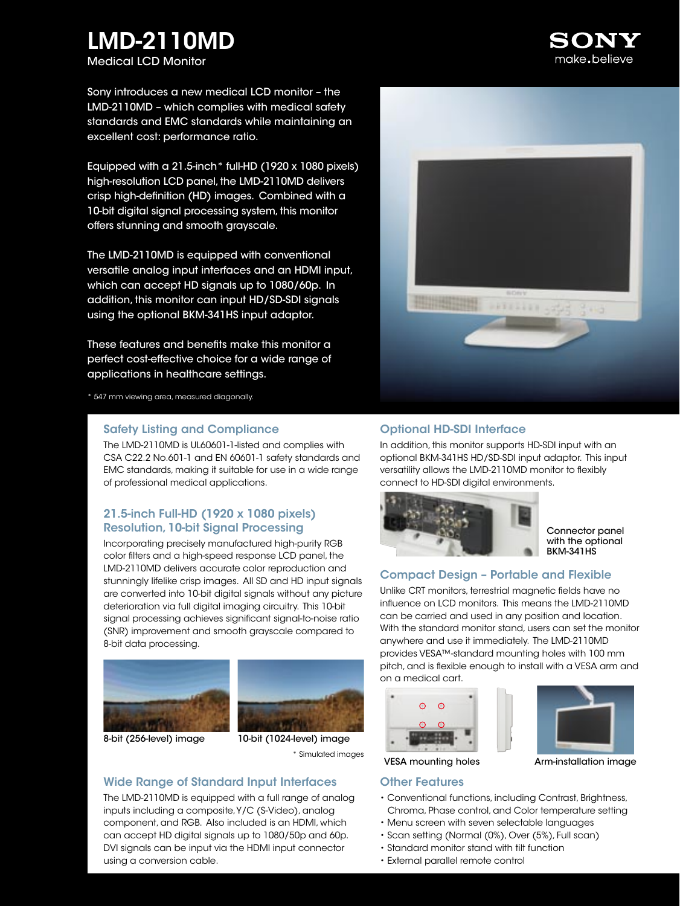# LMD-2110MD

Medical LCD Monitor

SONY
make.believe

Sony introduces a new medical LCD monitor – the LMD-2110MD – which complies with medical safety standards and EMC standards while maintaining an excellent cost: performance ratio.

Equipped with a 21.5-inch* full-HD (1920 x 1080 pixels) high-resolution LCD panel, the LMD-2110MD delivers crisp high-definition (HD) images. Combined with a 10-bit digital signal processing system, this monitor offers stunning and smooth grayscale.

The LMD-2110MD is equipped with conventional versatile analog input interfaces and an HDMI input, which can accept HD signals up to 1080/60p. In addition, this monitor can input HD/SD-SDI signals using the optional BKM-341HS input adaptor.

These features and benefits make this monitor a perfect cost-effective choice for a wide range of applications in healthcare settings.

\* 547 mm viewing area, measured diagonally.

## Safety Listing and Compliance

The LMD-2110MD is UL60601-1-listed and complies with CSA C22.2 No.601-1 and EN 60601-1 safety standards and EMC standards, making it suitable for use in a wide range of professional medical applications.

## 21.5-inch Full-HD (1920 x 1080 pixels) Resolution, 10-bit Signal Processing

Incorporating precisely manufactured high-purity RGB color filters and a high-speed response LCD panel, the LMD-2110MD delivers accurate color reproduction and stunningly lifelike crisp images. All SD and HD input signals are converted into 10-bit digital signals without any picture deterioration via full digital imaging circuitry. This 10-bit signal processing achieves significant signal-to-noise ratio (SNR) improvement and smooth grayscale compared to 8-bit data processing.

8-bit (256-level) image

10-bit (1024-level) image

\* Simulated images

## Wide Range of Standard Input Interfaces

The LMD-2110MD is equipped with a full range of analog inputs including a composite, Y/C (S-Video), analog component, and RGB. Also included is an HDMI, which can accept HD digital signals up to 1080/50p and 60p. DVI signals can be input via the HDMI input connector using a conversion cable.

## Optional HD-SDI Interface

In addition, this monitor supports HD-SDI input with an optional BKM-341HS HD/SD-SDI input adaptor. This input versatility allows the LMD-2110MD monitor to flexibly connect to HD-SDI digital environments.

Connector panel with the optional BKM-341HS

## Compact Design – Portable and Flexible

Unlike CRT monitors, terrestrial magnetic fields have no influence on LCD monitors. This means the LMD-2110MD can be carried and used in any position and location. With the standard monitor stand, users can set the monitor anywhere and use it immediately. The LMD-2110MD provides VESA™-standard mounting holes with 100 mm pitch, and is flexible enough to install with a VESA arm and on a medical cart.

VESA mounting holes

Arm-installation image

## Other Features

- Conventional functions, including Contrast, Brightness, Chroma, Phase control, and Color temperature setting
- Menu screen with seven selectable languages
- Scan setting (Normal (0%), Over (5%), Full scan)
- Standard monitor stand with tilt function
- External parallel remote control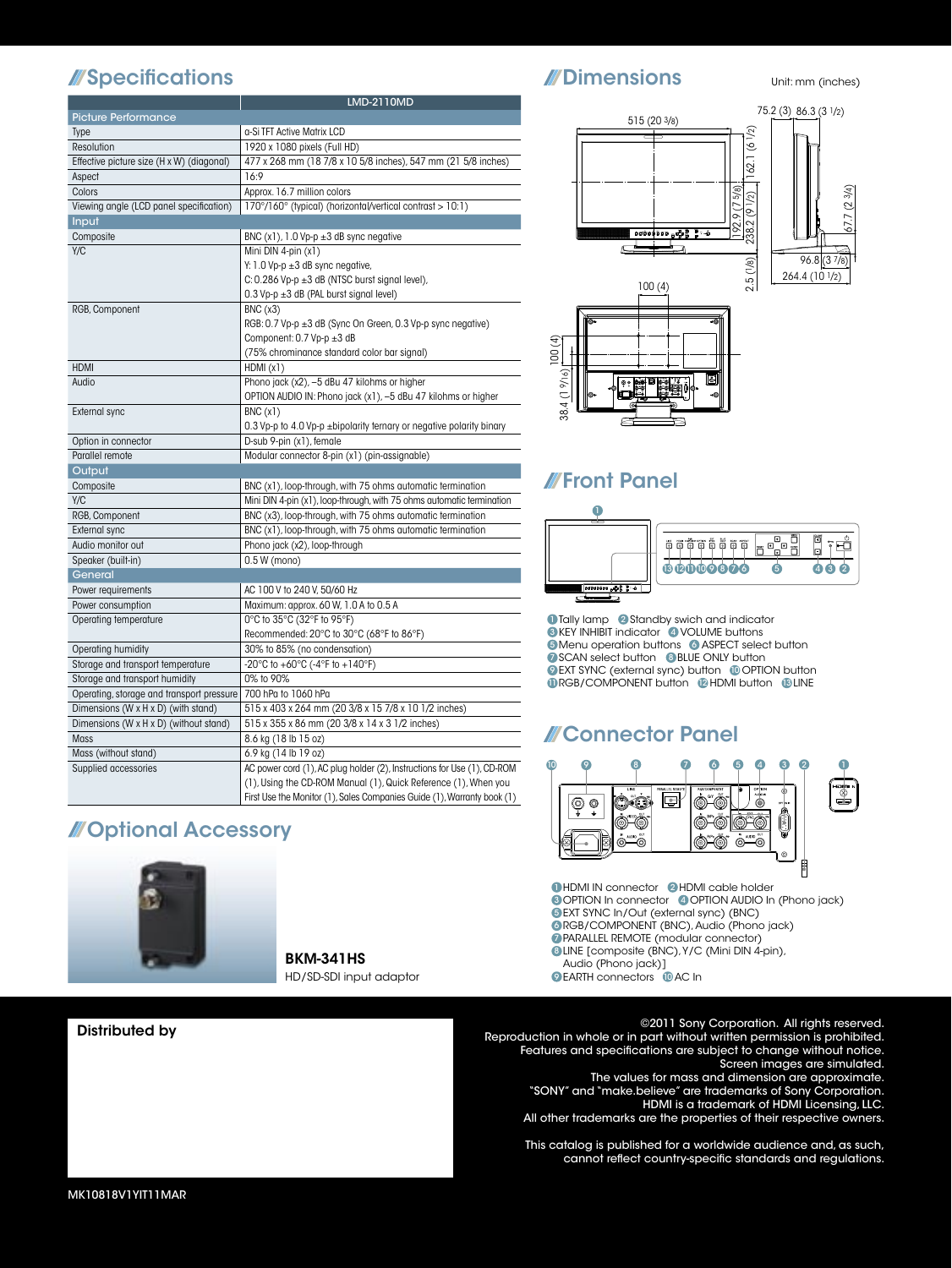## Specifications

| | LMD-2110MD |
|---|---|
| **Picture Performance** | |
| Type | a-Si TFT Active Matrix LCD |
| Resolution | 1920 x 1080 pixels (Full HD) |
| Effective picture size (H x W) (diagonal) | 477 x 268 mm (18 7/8 x 10 5/8 inches), 547 mm (21 5/8 inches) |
| Aspect | 16:9 |
| Colors | Approx. 16.7 million colors |
| Viewing angle (LCD panel specification) | 170°/160° (typical) (horizontal/vertical contrast > 10:1) |
| **Input** | |
| Composite | BNC (x1), 1.0 Vp-p ±3 dB sync negative |
| Y/C | Mini DIN 4-pin (x1)<br>Y: 1.0 Vp-p ±3 dB sync negative,<br>C: 0.286 Vp-p ±3 dB (NTSC burst signal level),<br>0.3 Vp-p ±3 dB (PAL burst signal level) |
| RGB, Component | BNC (x3)<br>RGB: 0.7 Vp-p ±3 dB (Sync On Green, 0.3 Vp-p sync negative)<br>Component: 0.7 Vp-p ±3 dB<br>(75% chrominance standard color bar signal) |
| HDMI | HDMI (x1) |
| Audio | Phono jack (x2), –5 dBu 47 kilohms or higher<br>OPTION AUDIO IN: Phono jack (x1), –5 dBu 47 kilohms or higher |
| External sync | BNC (x1)<br>0.3 Vp-p to 4.0 Vp-p ±bipolarity ternary or negative polarity binary |
| Option in connector | D-sub 9-pin (x1), female |
| Parallel remote | Modular connector 8-pin (x1) (pin-assignable) |
| **Output** | |
| Composite | BNC (x1), loop-through, with 75 ohms automatic termination |
| Y/C | Mini DIN 4-pin (x1), loop-through, with 75 ohms automatic termination |
| RGB, Component | BNC (x3), loop-through, with 75 ohms automatic termination |
| External sync | BNC (x1), loop-through, with 75 ohms automatic termination |
| Audio monitor out | Phono jack (x2), loop-through |
| Speaker (built-in) | 0.5 W (mono) |
| **General** | |
| Power requirements | AC 100 V to 240 V, 50/60 Hz |
| Power consumption | Maximum: approx. 60 W, 1.0 A to 0.5 A |
| Operating temperature | 0°C to 35°C (32°F to 95°F)<br>Recommended: 20°C to 30°C (68°F to 86°F) |
| Operating humidity | 30% to 85% (no condensation) |
| Storage and transport temperature | -20°C to +60°C (-4°F to +140°F) |
| Storage and transport humidity | 0% to 90% |
| Operating, storage and transport pressure | 700 hPa to 1060 hPa |
| Dimensions (W x H x D) (with stand) | 515 x 403 x 264 mm (20 3/8 x 15 7/8 x 10 1/2 inches) |
| Dimensions (W x H x D) (without stand) | 515 x 355 x 86 mm (20 3/8 x 14 x 3 1/2 inches) |
| Mass | 8.6 kg (18 lb 15 oz) |
| Mass (without stand) | 6.9 kg (14 lb 19 oz) |
| Supplied accessories | AC power cord (1), AC plug holder (2), Instructions for Use (1), CD-ROM (1), Using the CD-ROM Manual (1), Quick Reference (1), When you First Use the Monitor (1), Sales Companies Guide (1), Warranty book (1) |

## Optional Accessory

**BKM-341HS**
HD/SD-SDI input adaptor

## Dimensions

Unit: mm (inches)

515 (20 3/8)
162.1 (6 1/2)
192.9 (7 5/8)
238.2 (9 1/2)
2.5 (1/8)
75.2 (3)
86.3 (3 1/2)
67.7 (2 3/4)
96.8 (3 7/8)
264.4 (10 1/2)
100 (4)
100 (4)
38.4 (1 9/16)

## Front Panel

1. Tally lamp
2. Standby swich and indicator
3. KEY INHIBIT indicator
4. VOLUME buttons
5. Menu operation buttons
6. ASPECT select button
7. SCAN select button
8. BLUE ONLY button
9. EXT SYNC (external sync) button
10. OPTION button
11. RGB/COMPONENT button
12. HDMI button
13. LINE

## Connector Panel

1. HDMI IN connector
2. HDMI cable holder
3. OPTION In connector
4. OPTION AUDIO In (Phono jack)
5. EXT SYNC In/Out (external sync) (BNC)
6. RGB/COMPONENT (BNC), Audio (Phono jack)
7. PARALLEL REMOTE (modular connector)
8. LINE [composite (BNC), Y/C (Mini DIN 4-pin), Audio (Phono jack)]
9. EARTH connectors
10. AC In

**Distributed by**

©2011 Sony Corporation. All rights reserved.
Reproduction in whole or in part without written permission is prohibited.
Features and specifications are subject to change without notice.
Screen images are simulated.
The values for mass and dimension are approximate.
"SONY" and "make.believe" are trademarks of Sony Corporation.
HDMI is a trademark of HDMI Licensing, LLC.
All other trademarks are the properties of their respective owners.

This catalog is published for a worldwide audience and, as such, cannot reflect country-specific standards and regulations.

MK10818V1YIT11MAR